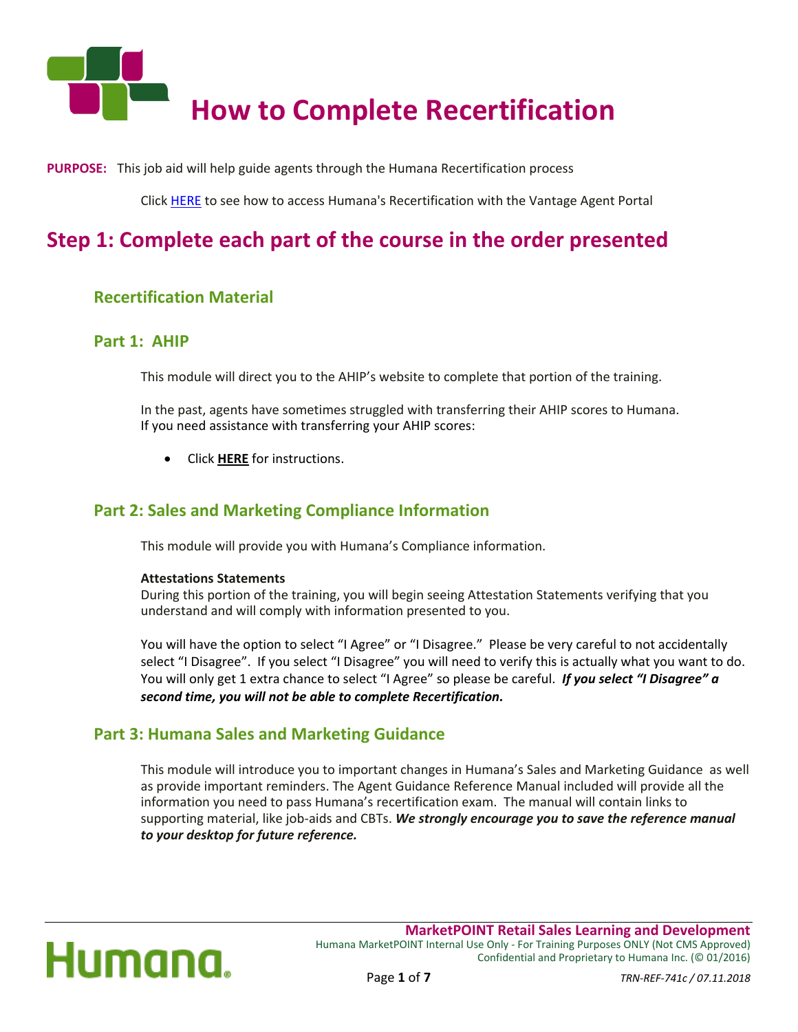# How to Complete Recertification

**PURPOSE:** This job aid will help guide agents through the Humana Recertification process

Click HERE to see how to access Humana's Recertification with the Vantage Agent Portal

## Step 1: Complete each part of the course in the order presented

### Recertification Material

### Part 1: AHIP

This module will direct you to the AHIP's website to complete that portion of the training.

In the past, agents have sometimes struggled with transferring their AHIP scores to Humana. If you need assistance with transferring your AHIP scores:

- Click **HERE** for instructions.

### Part 2: Sales and Marketing Compliance Information

This module will provide you with Humana's Compliance information.

**Attestations Statements**
During this portion of the training, you will begin seeing Attestation Statements verifying that you understand and will comply with information presented to you.

You will have the option to select "I Agree" or "I Disagree." Please be very careful to not accidentally select "I Disagree". If you select "I Disagree" you will need to verify this is actually what you want to do. You will only get 1 extra chance to select "I Agree" so please be careful. ***If you select "I Disagree" a second time, you will not be able to complete Recertification.***

### Part 3: Humana Sales and Marketing Guidance

This module will introduce you to important changes in Humana's Sales and Marketing Guidance as well as provide important reminders. The Agent Guidance Reference Manual included will provide all the information you need to pass Humana's recertification exam. The manual will contain links to supporting material, like job-aids and CBTs. ***We strongly encourage you to save the reference manual to your desktop for future reference.***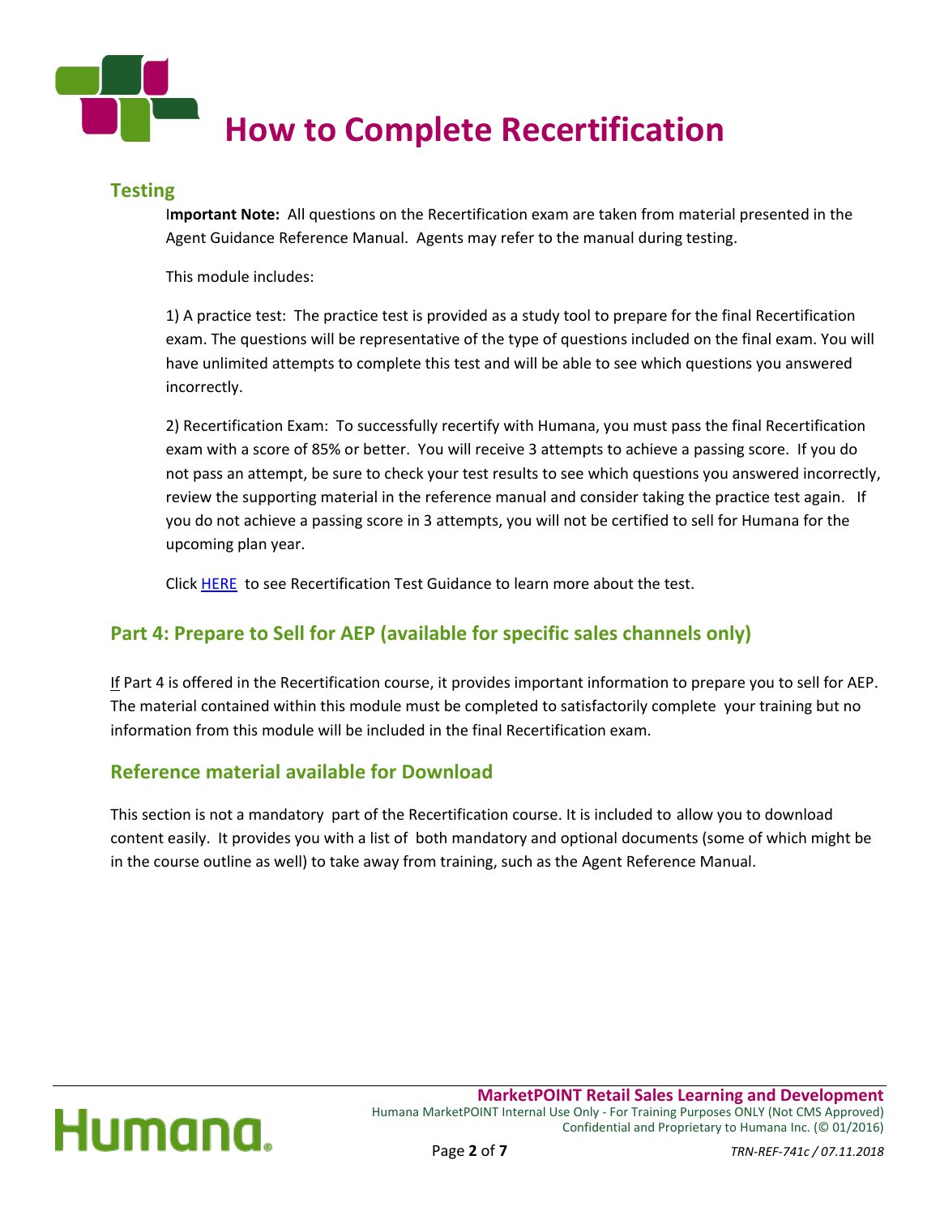# How to Complete Recertification

## Testing

**Important Note:** All questions on the Recertification exam are taken from material presented in the Agent Guidance Reference Manual. Agents may refer to the manual during testing.

This module includes:

1) A practice test: The practice test is provided as a study tool to prepare for the final Recertification exam. The questions will be representative of the type of questions included on the final exam. You will have unlimited attempts to complete this test and will be able to see which questions you answered incorrectly.

2) Recertification Exam: To successfully recertify with Humana, you must pass the final Recertification exam with a score of 85% or better. You will receive 3 attempts to achieve a passing score. If you do not pass an attempt, be sure to check your test results to see which questions you answered incorrectly, review the supporting material in the reference manual and consider taking the practice test again. If you do not achieve a passing score in 3 attempts, you will not be certified to sell for Humana for the upcoming plan year.

Click HERE to see Recertification Test Guidance to learn more about the test.

## Part 4: Prepare to Sell for AEP (available for specific sales channels only)

If Part 4 is offered in the Recertification course, it provides important information to prepare you to sell for AEP. The material contained within this module must be completed to satisfactorily complete your training but no information from this module will be included in the final Recertification exam.

## Reference material available for Download

This section is not a mandatory part of the Recertification course. It is included to allow you to download content easily. It provides you with a list of both mandatory and optional documents (some of which might be in the course outline as well) to take away from training, such as the Agent Reference Manual.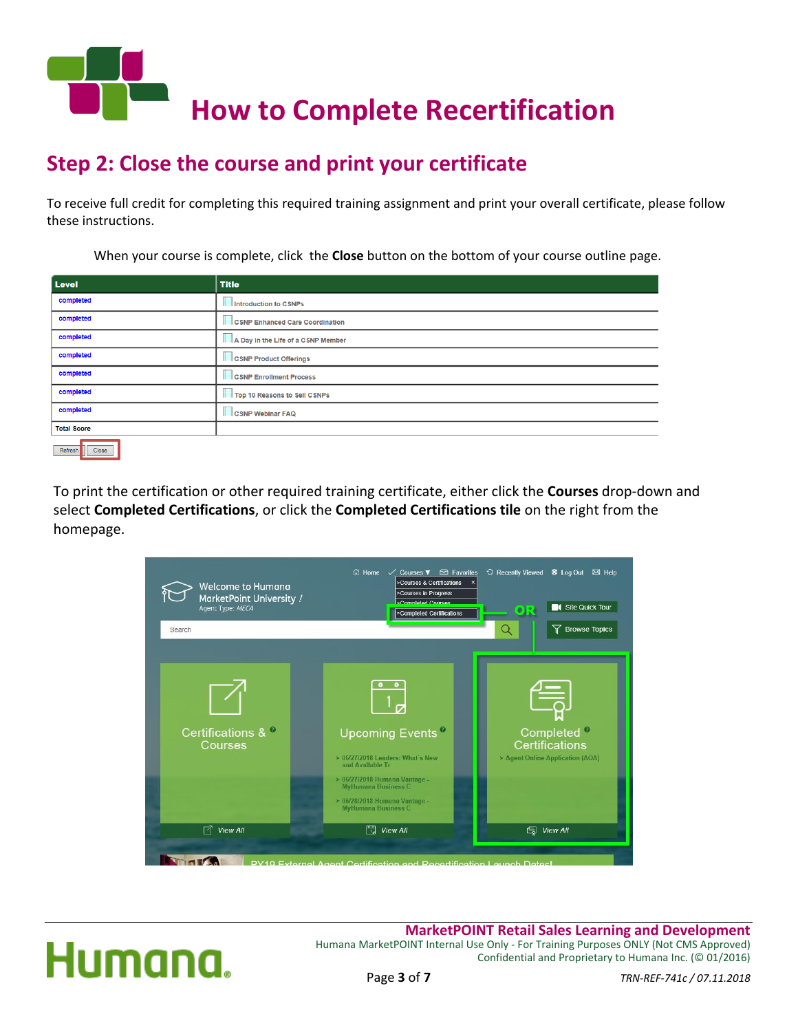# How to Complete Recertification

## Step 2: Close the course and print your certificate

To receive full credit for completing this required training assignment and print your overall certificate, please follow these instructions.

When your course is complete, click the **Close** button on the bottom of your course outline page.

| Level | Title |
|---|---|
| completed | Introduction to CSNPs |
| completed | CSNP Enhanced Care Coordination |
| completed | A Day in the Life of a CSNP Member |
| completed | CSNP Product Offerings |
| completed | CSNP Enrollment Process |
| completed | Top 10 Reasons to Sell CSNPs |
| completed | CSNP Webinar FAQ |
| Total Score | |

To print the certification or other required training certificate, either click the **Courses** drop-down and select **Completed Certifications**, or click the **Completed Certifications tile** on the right from the homepage.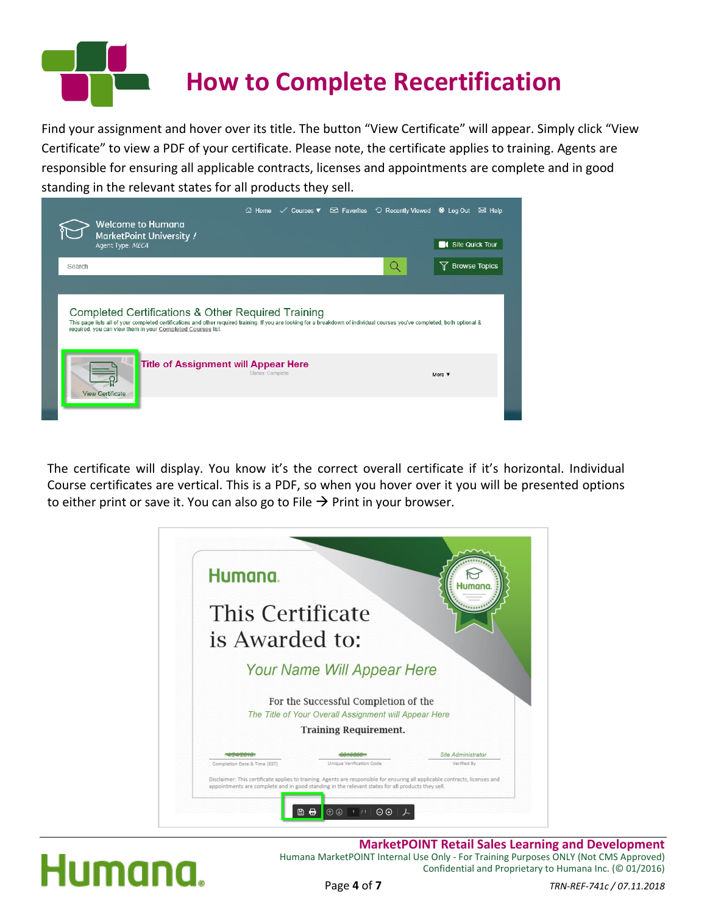# How to Complete Recertification

Find your assignment and hover over its title. The button “View Certificate” will appear. Simply click “View Certificate” to view a PDF of your certificate. Please note, the certificate applies to training. Agents are responsible for ensuring all applicable contracts, licenses and appointments are complete and in good standing in the relevant states for all products they sell.

The certificate will display. You know it’s the correct overall certificate if it’s horizontal. Individual Course certificates are vertical. This is a PDF, so when you hover over it you will be presented options to either print or save it. You can also go to File → Print in your browser.

**MarketPOINT Retail Sales Learning and Development**
Humana MarketPOINT Internal Use Only - For Training Purposes ONLY (Not CMS Approved)
Confidential and Proprietary to Humana Inc. (© 01/2016)

*TRN-REF-741c / 07.11.2018*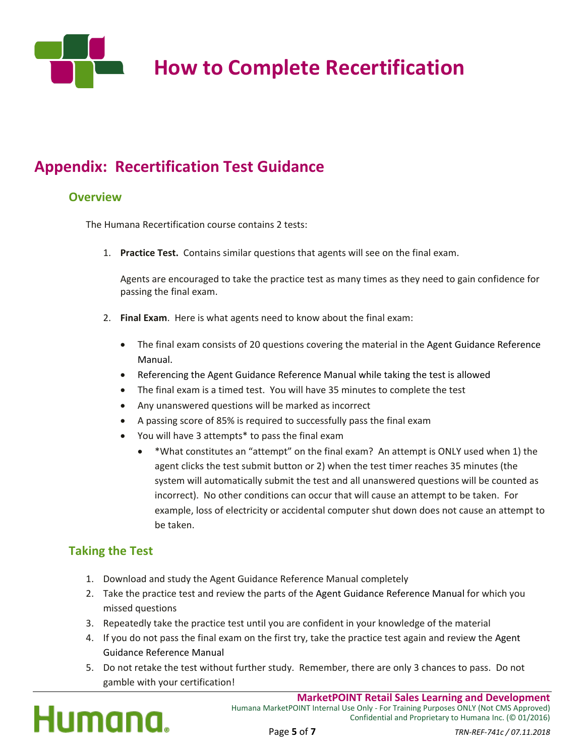# How to Complete Recertification

## Appendix: Recertification Test Guidance

### Overview

The Humana Recertification course contains 2 tests:

1. **Practice Test.** Contains similar questions that agents will see on the final exam.

   Agents are encouraged to take the practice test as many times as they need to gain confidence for passing the final exam.

2. **Final Exam**. Here is what agents need to know about the final exam:

   - The final exam consists of 20 questions covering the material in the Agent Guidance Reference Manual.
   - Referencing the Agent Guidance Reference Manual while taking the test is allowed
   - The final exam is a timed test. You will have 35 minutes to complete the test
   - Any unanswered questions will be marked as incorrect
   - A passing score of 85% is required to successfully pass the final exam
   - You will have 3 attempts* to pass the final exam
     - *What constitutes an "attempt" on the final exam? An attempt is ONLY used when 1) the agent clicks the test submit button or 2) when the test timer reaches 35 minutes (the system will automatically submit the test and all unanswered questions will be counted as incorrect). No other conditions can occur that will cause an attempt to be taken. For example, loss of electricity or accidental computer shut down does not cause an attempt to be taken.

### Taking the Test

1. Download and study the Agent Guidance Reference Manual completely
2. Take the practice test and review the parts of the Agent Guidance Reference Manual for which you missed questions
3. Repeatedly take the practice test until you are confident in your knowledge of the material
4. If you do not pass the final exam on the first try, take the practice test again and review the Agent Guidance Reference Manual
5. Do not retake the test without further study. Remember, there are only 3 chances to pass. Do not gamble with your certification!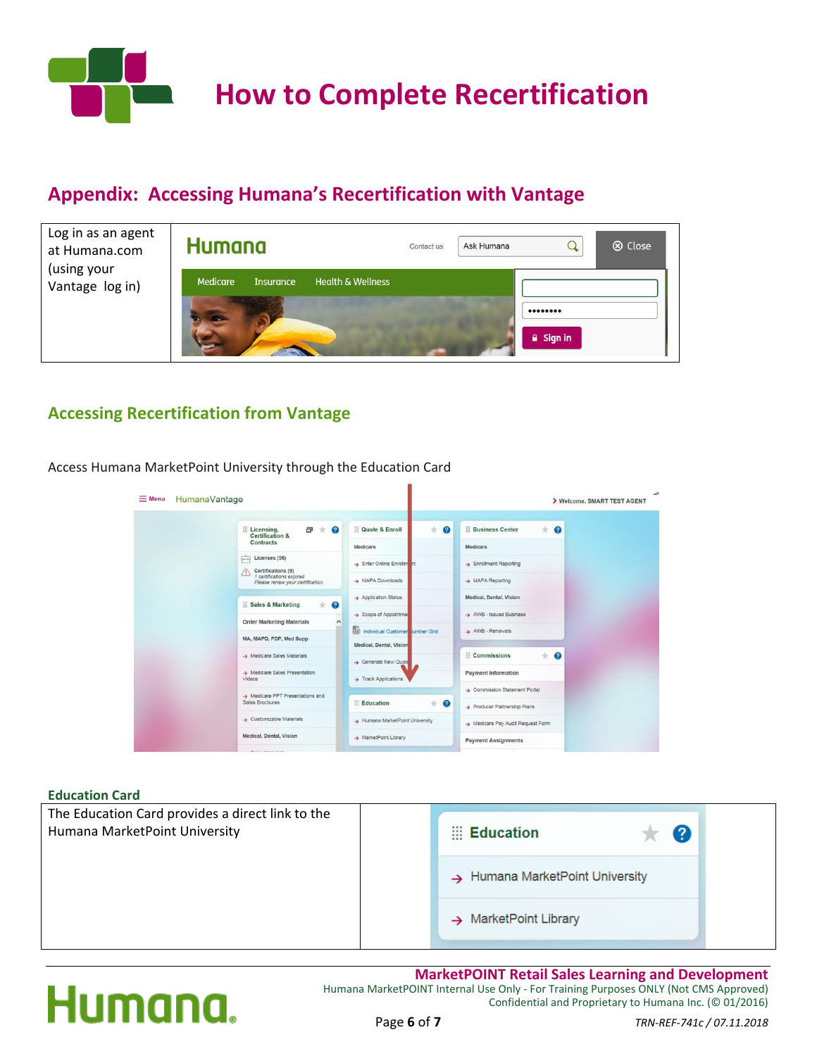# How to Complete Recertification

## Appendix: Accessing Humana's Recertification with Vantage

| | |
|---|---|
| Log in as an agent at Humana.com (using your Vantage log in) | |

## Accessing Recertification from Vantage

Access Humana MarketPoint University through the Education Card

### Education Card

| | |
|---|---|
| The Education Card provides a direct link to the Humana MarketPoint University | |

**MarketPOINT Retail Sales Learning and Development**
Humana MarketPOINT Internal Use Only - For Training Purposes ONLY (Not CMS Approved)
Confidential and Proprietary to Humana Inc. (© 01/2016)

*TRN-REF-741c / 07.11.2018*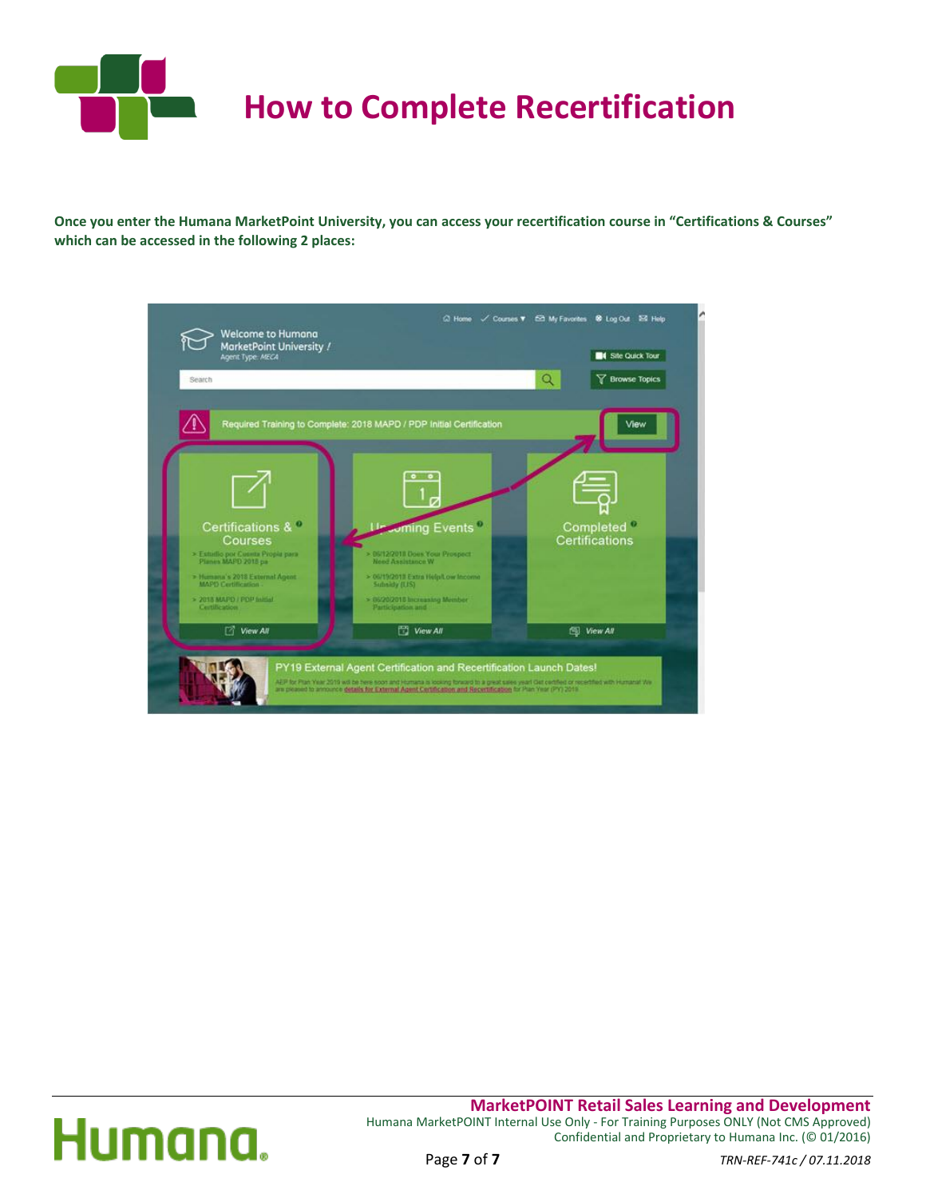# How to Complete Recertification

**Once you enter the Humana MarketPoint University, you can access your recertification course in "Certifications & Courses" which can be accessed in the following 2 places:**